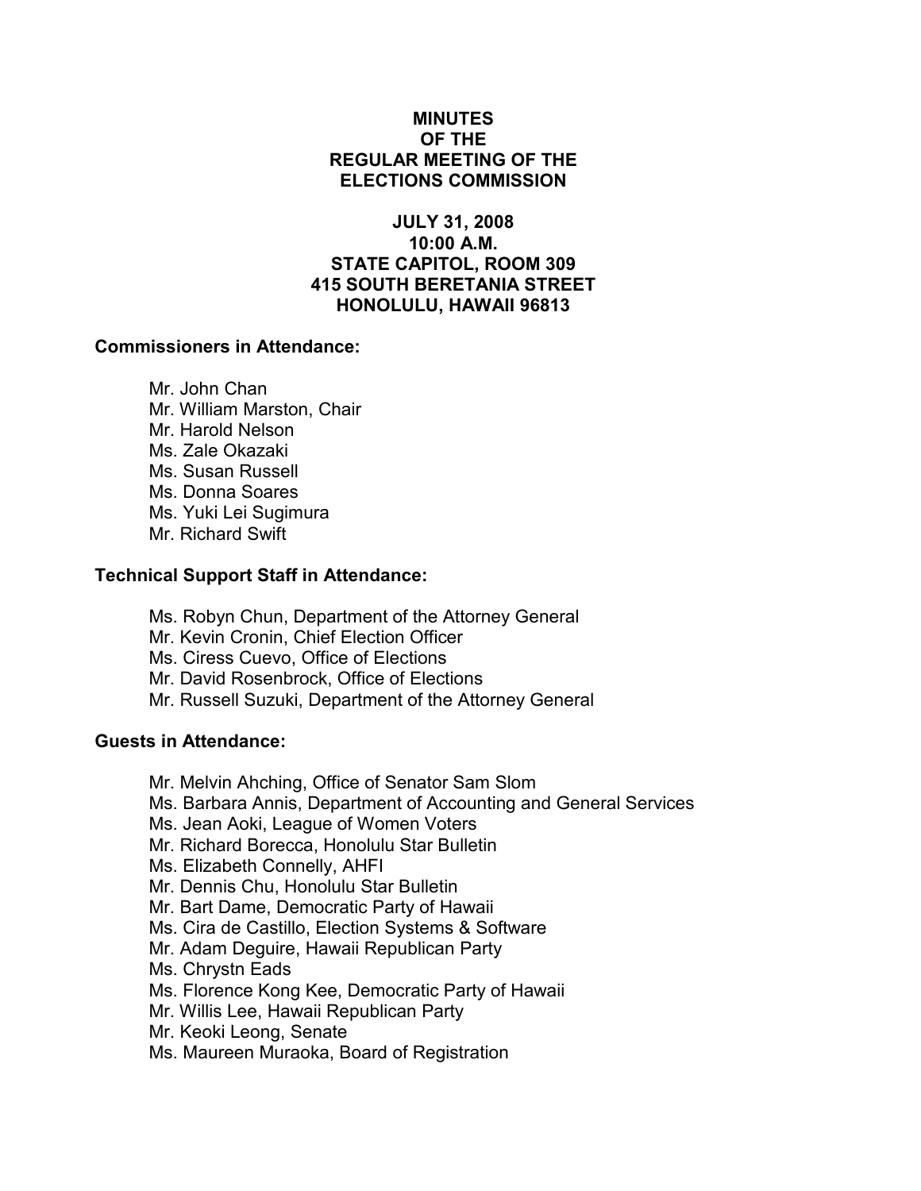# MINUTES
# OF THE
# REGULAR MEETING OF THE
# ELECTIONS COMMISSION

**JULY 31, 2008**
**10:00 A.M.**
**STATE CAPITOL, ROOM 309**
**415 SOUTH BERETANIA STREET**
**HONOLULU, HAWAII 96813**

### Commissioners in Attendance:

Mr. John Chan
Mr. William Marston, Chair
Mr. Harold Nelson
Ms. Zale Okazaki
Ms. Susan Russell
Ms. Donna Soares
Ms. Yuki Lei Sugimura
Mr. Richard Swift

### Technical Support Staff in Attendance:

Ms. Robyn Chun, Department of the Attorney General
Mr. Kevin Cronin, Chief Election Officer
Ms. Ciress Cuevo, Office of Elections
Mr. David Rosenbrock, Office of Elections
Mr. Russell Suzuki, Department of the Attorney General

### Guests in Attendance:

Mr. Melvin Ahching, Office of Senator Sam Slom
Ms. Barbara Annis, Department of Accounting and General Services
Ms. Jean Aoki, League of Women Voters
Mr. Richard Borecca, Honolulu Star Bulletin
Ms. Elizabeth Connelly, AHFI
Mr. Dennis Chu, Honolulu Star Bulletin
Mr. Bart Dame, Democratic Party of Hawaii
Ms. Cira de Castillo, Election Systems & Software
Mr. Adam Deguire, Hawaii Republican Party
Ms. Chrystn Eads
Ms. Florence Kong Kee, Democratic Party of Hawaii
Mr. Willis Lee, Hawaii Republican Party
Mr. Keoki Leong, Senate
Ms. Maureen Muraoka, Board of Registration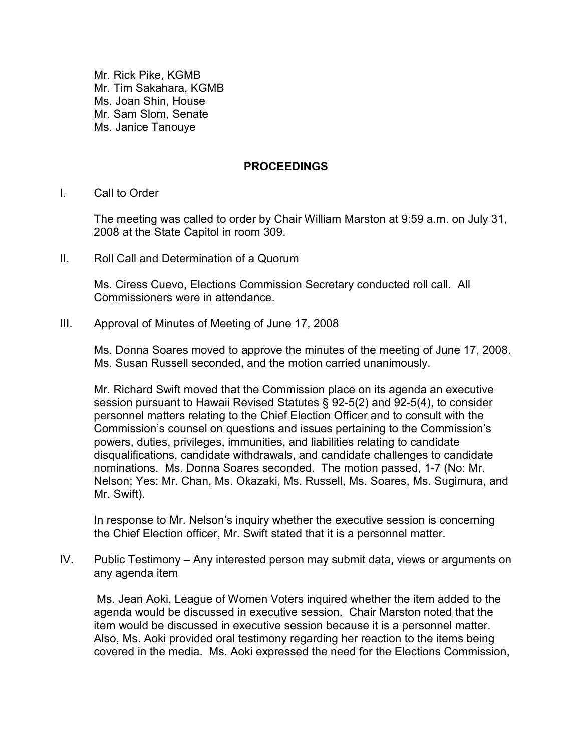Mr. Rick Pike, KGMB
Mr. Tim Sakahara, KGMB
Ms. Joan Shin, House
Mr. Sam Slom, Senate
Ms. Janice Tanouye

## PROCEEDINGS

I. Call to Order

The meeting was called to order by Chair William Marston at 9:59 a.m. on July 31, 2008 at the State Capitol in room 309.

II. Roll Call and Determination of a Quorum

Ms. Ciress Cuevo, Elections Commission Secretary conducted roll call. All Commissioners were in attendance.

III. Approval of Minutes of Meeting of June 17, 2008

Ms. Donna Soares moved to approve the minutes of the meeting of June 17, 2008. Ms. Susan Russell seconded, and the motion carried unanimously.

Mr. Richard Swift moved that the Commission place on its agenda an executive session pursuant to Hawaii Revised Statutes § 92-5(2) and 92-5(4), to consider personnel matters relating to the Chief Election Officer and to consult with the Commission's counsel on questions and issues pertaining to the Commission's powers, duties, privileges, immunities, and liabilities relating to candidate disqualifications, candidate withdrawals, and candidate challenges to candidate nominations. Ms. Donna Soares seconded. The motion passed, 1-7 (No: Mr. Nelson; Yes: Mr. Chan, Ms. Okazaki, Ms. Russell, Ms. Soares, Ms. Sugimura, and Mr. Swift).

In response to Mr. Nelson's inquiry whether the executive session is concerning the Chief Election officer, Mr. Swift stated that it is a personnel matter.

IV. Public Testimony – Any interested person may submit data, views or arguments on any agenda item

Ms. Jean Aoki, League of Women Voters inquired whether the item added to the agenda would be discussed in executive session. Chair Marston noted that the item would be discussed in executive session because it is a personnel matter. Also, Ms. Aoki provided oral testimony regarding her reaction to the items being covered in the media. Ms. Aoki expressed the need for the Elections Commission,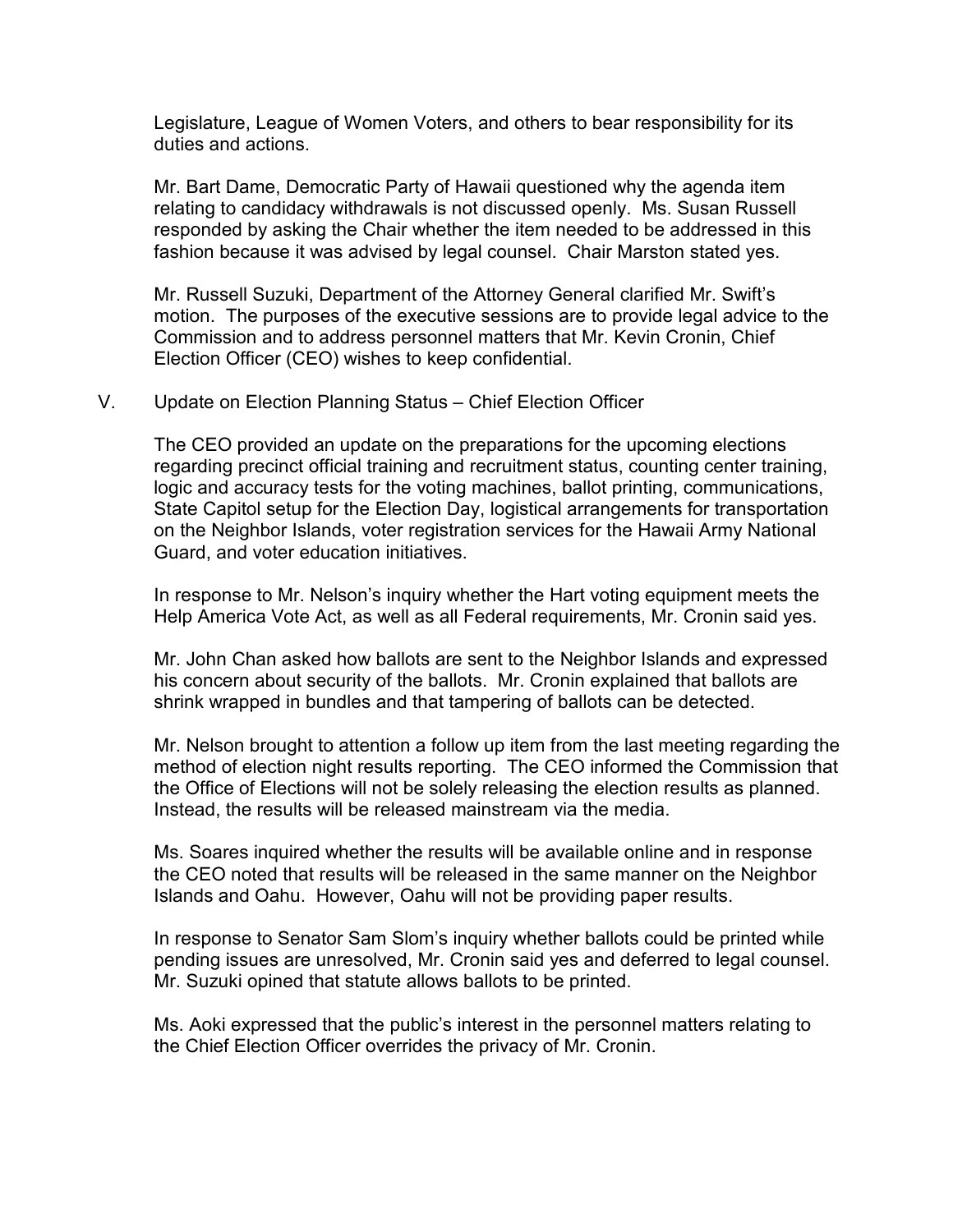Legislature, League of Women Voters, and others to bear responsibility for its duties and actions.

Mr. Bart Dame, Democratic Party of Hawaii questioned why the agenda item relating to candidacy withdrawals is not discussed openly. Ms. Susan Russell responded by asking the Chair whether the item needed to be addressed in this fashion because it was advised by legal counsel. Chair Marston stated yes.

Mr. Russell Suzuki, Department of the Attorney General clarified Mr. Swift's motion. The purposes of the executive sessions are to provide legal advice to the Commission and to address personnel matters that Mr. Kevin Cronin, Chief Election Officer (CEO) wishes to keep confidential.

V. Update on Election Planning Status – Chief Election Officer

The CEO provided an update on the preparations for the upcoming elections regarding precinct official training and recruitment status, counting center training, logic and accuracy tests for the voting machines, ballot printing, communications, State Capitol setup for the Election Day, logistical arrangements for transportation on the Neighbor Islands, voter registration services for the Hawaii Army National Guard, and voter education initiatives.

In response to Mr. Nelson's inquiry whether the Hart voting equipment meets the Help America Vote Act, as well as all Federal requirements, Mr. Cronin said yes.

Mr. John Chan asked how ballots are sent to the Neighbor Islands and expressed his concern about security of the ballots. Mr. Cronin explained that ballots are shrink wrapped in bundles and that tampering of ballots can be detected.

Mr. Nelson brought to attention a follow up item from the last meeting regarding the method of election night results reporting. The CEO informed the Commission that the Office of Elections will not be solely releasing the election results as planned. Instead, the results will be released mainstream via the media.

Ms. Soares inquired whether the results will be available online and in response the CEO noted that results will be released in the same manner on the Neighbor Islands and Oahu. However, Oahu will not be providing paper results.

In response to Senator Sam Slom's inquiry whether ballots could be printed while pending issues are unresolved, Mr. Cronin said yes and deferred to legal counsel. Mr. Suzuki opined that statute allows ballots to be printed.

Ms. Aoki expressed that the public's interest in the personnel matters relating to the Chief Election Officer overrides the privacy of Mr. Cronin.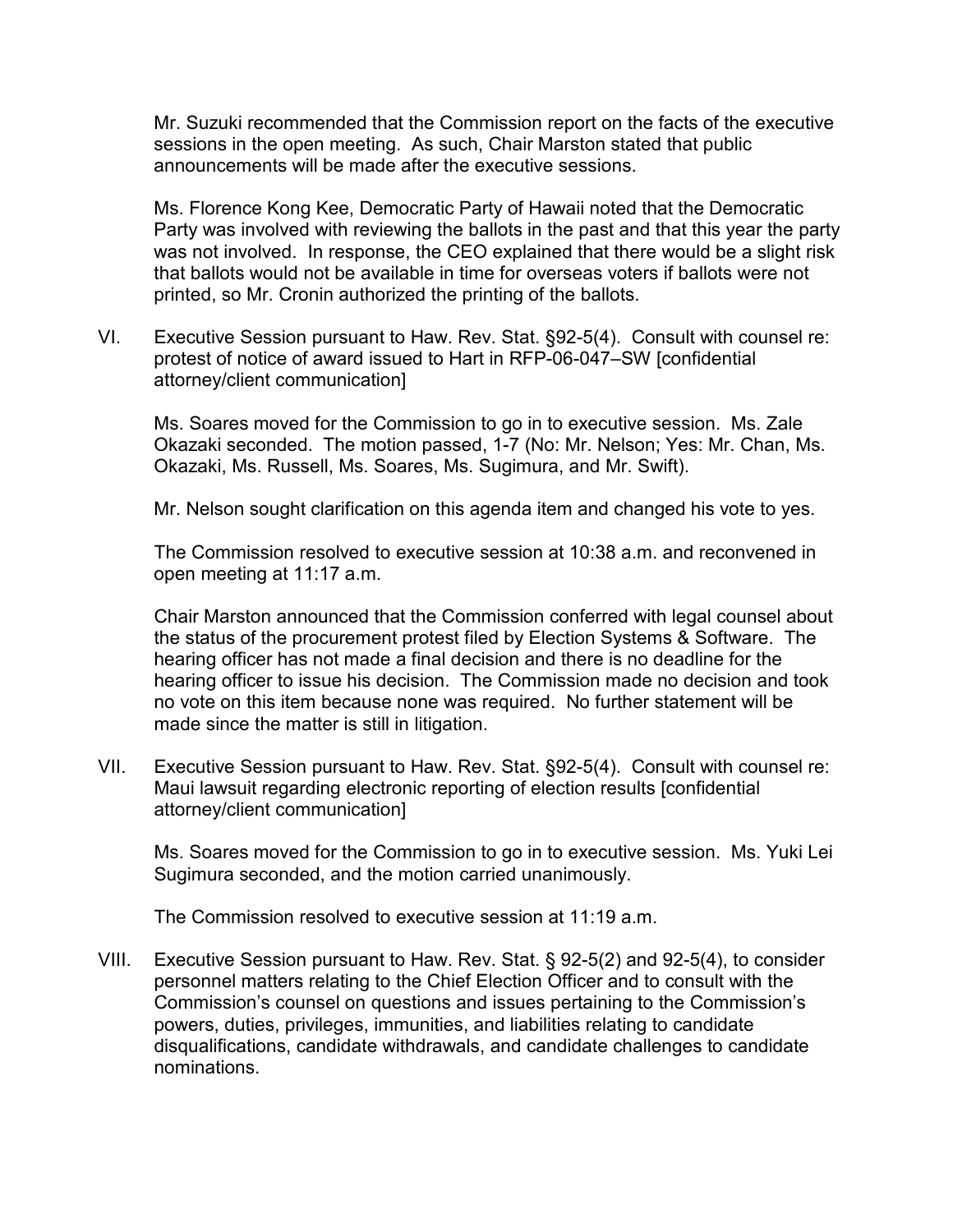Mr. Suzuki recommended that the Commission report on the facts of the executive sessions in the open meeting. As such, Chair Marston stated that public announcements will be made after the executive sessions.

Ms. Florence Kong Kee, Democratic Party of Hawaii noted that the Democratic Party was involved with reviewing the ballots in the past and that this year the party was not involved. In response, the CEO explained that there would be a slight risk that ballots would not be available in time for overseas voters if ballots were not printed, so Mr. Cronin authorized the printing of the ballots.

VI. Executive Session pursuant to Haw. Rev. Stat. §92-5(4). Consult with counsel re: protest of notice of award issued to Hart in RFP-06-047–SW [confidential attorney/client communication]

Ms. Soares moved for the Commission to go in to executive session. Ms. Zale Okazaki seconded. The motion passed, 1-7 (No: Mr. Nelson; Yes: Mr. Chan, Ms. Okazaki, Ms. Russell, Ms. Soares, Ms. Sugimura, and Mr. Swift).

Mr. Nelson sought clarification on this agenda item and changed his vote to yes.

The Commission resolved to executive session at 10:38 a.m. and reconvened in open meeting at 11:17 a.m.

Chair Marston announced that the Commission conferred with legal counsel about the status of the procurement protest filed by Election Systems & Software. The hearing officer has not made a final decision and there is no deadline for the hearing officer to issue his decision. The Commission made no decision and took no vote on this item because none was required. No further statement will be made since the matter is still in litigation.

VII. Executive Session pursuant to Haw. Rev. Stat. §92-5(4). Consult with counsel re: Maui lawsuit regarding electronic reporting of election results [confidential attorney/client communication]

Ms. Soares moved for the Commission to go in to executive session. Ms. Yuki Lei Sugimura seconded, and the motion carried unanimously.

The Commission resolved to executive session at 11:19 a.m.

VIII. Executive Session pursuant to Haw. Rev. Stat. § 92-5(2) and 92-5(4), to consider personnel matters relating to the Chief Election Officer and to consult with the Commission's counsel on questions and issues pertaining to the Commission's powers, duties, privileges, immunities, and liabilities relating to candidate disqualifications, candidate withdrawals, and candidate challenges to candidate nominations.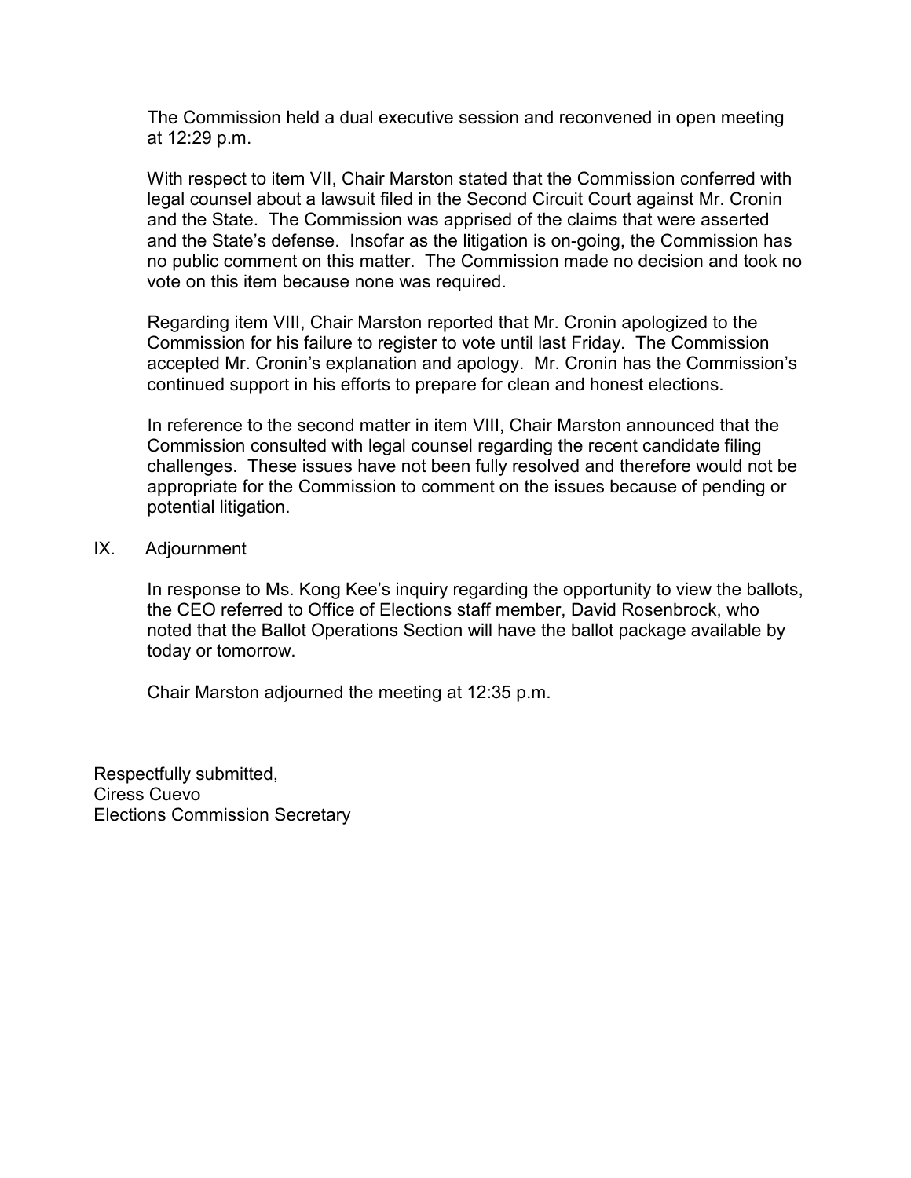The Commission held a dual executive session and reconvened in open meeting at 12:29 p.m.

With respect to item VII, Chair Marston stated that the Commission conferred with legal counsel about a lawsuit filed in the Second Circuit Court against Mr. Cronin and the State. The Commission was apprised of the claims that were asserted and the State's defense. Insofar as the litigation is on-going, the Commission has no public comment on this matter. The Commission made no decision and took no vote on this item because none was required.

Regarding item VIII, Chair Marston reported that Mr. Cronin apologized to the Commission for his failure to register to vote until last Friday. The Commission accepted Mr. Cronin's explanation and apology. Mr. Cronin has the Commission's continued support in his efforts to prepare for clean and honest elections.

In reference to the second matter in item VIII, Chair Marston announced that the Commission consulted with legal counsel regarding the recent candidate filing challenges. These issues have not been fully resolved and therefore would not be appropriate for the Commission to comment on the issues because of pending or potential litigation.

IX. Adjournment

In response to Ms. Kong Kee's inquiry regarding the opportunity to view the ballots, the CEO referred to Office of Elections staff member, David Rosenbrock, who noted that the Ballot Operations Section will have the ballot package available by today or tomorrow.

Chair Marston adjourned the meeting at 12:35 p.m.

Respectfully submitted,
Ciress Cuevo
Elections Commission Secretary